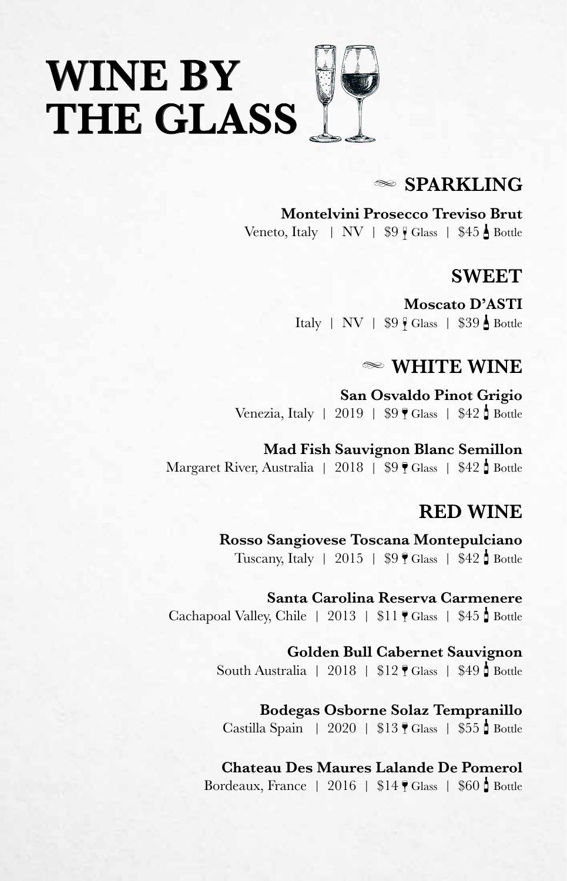# WINE BY THE GLASS

## SPARKLING

**Montelvini Prosecco Treviso Brut**
Veneto, Italy | NV | $9 Glass | $45 Bottle

## SWEET

**Moscato D'ASTI**
Italy | NV | $9 Glass | $39 Bottle

## WHITE WINE

**San Osvaldo Pinot Grigio**
Venezia, Italy | 2019 | $9 Glass | $42 Bottle

**Mad Fish Sauvignon Blanc Semillon**
Margaret River, Australia | 2018 | $9 Glass | $42 Bottle

## RED WINE

**Rosso Sangiovese Toscana Montepulciano**
Tuscany, Italy | 2015 | $9 Glass | $42 Bottle

**Santa Carolina Reserva Carmenere**
Cachapoal Valley, Chile | 2013 | $11 Glass | $45 Bottle

**Golden Bull Cabernet Sauvignon**
South Australia | 2018 | $12 Glass | $49 Bottle

**Bodegas Osborne Solaz Tempranillo**
Castilla Spain | 2020 | $13 Glass | $55 Bottle

**Chateau Des Maures Lalande De Pomerol**
Bordeaux, France | 2016 | $14 Glass | $60 Bottle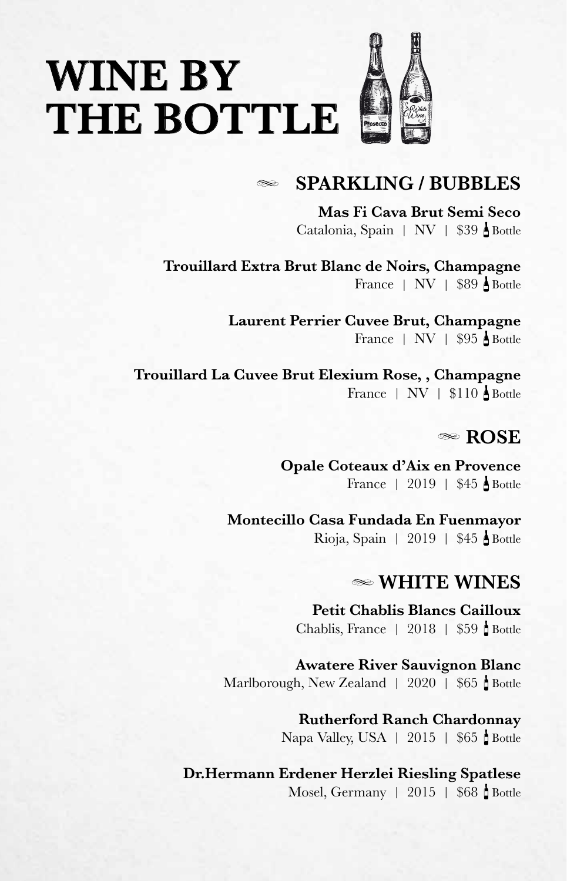# WINE BY THE BOTTLE

## SPARKLING / BUBBLES

**Mas Fi Cava Brut Semi Seco**
Catalonia, Spain | NV | $39 Bottle

**Trouillard Extra Brut Blanc de Noirs, Champagne**
France | NV | $89 Bottle

**Laurent Perrier Cuvee Brut, Champagne**
France | NV | $95 Bottle

**Trouillard La Cuvee Brut Elexium Rose, , Champagne**
France | NV | $110 Bottle

## ROSE

**Opale Coteaux d'Aix en Provence**
France | 2019 | $45 Bottle

**Montecillo Casa Fundada En Fuenmayor**
Rioja, Spain | 2019 | $45 Bottle

## WHITE WINES

**Petit Chablis Blancs Cailloux**
Chablis, France | 2018 | $59 Bottle

**Awatere River Sauvignon Blanc**
Marlborough, New Zealand | 2020 | $65 Bottle

**Rutherford Ranch Chardonnay**
Napa Valley, USA | 2015 | $65 Bottle

**Dr.Hermann Erdener Herzlei Riesling Spatlese**
Mosel, Germany | 2015 | $68 Bottle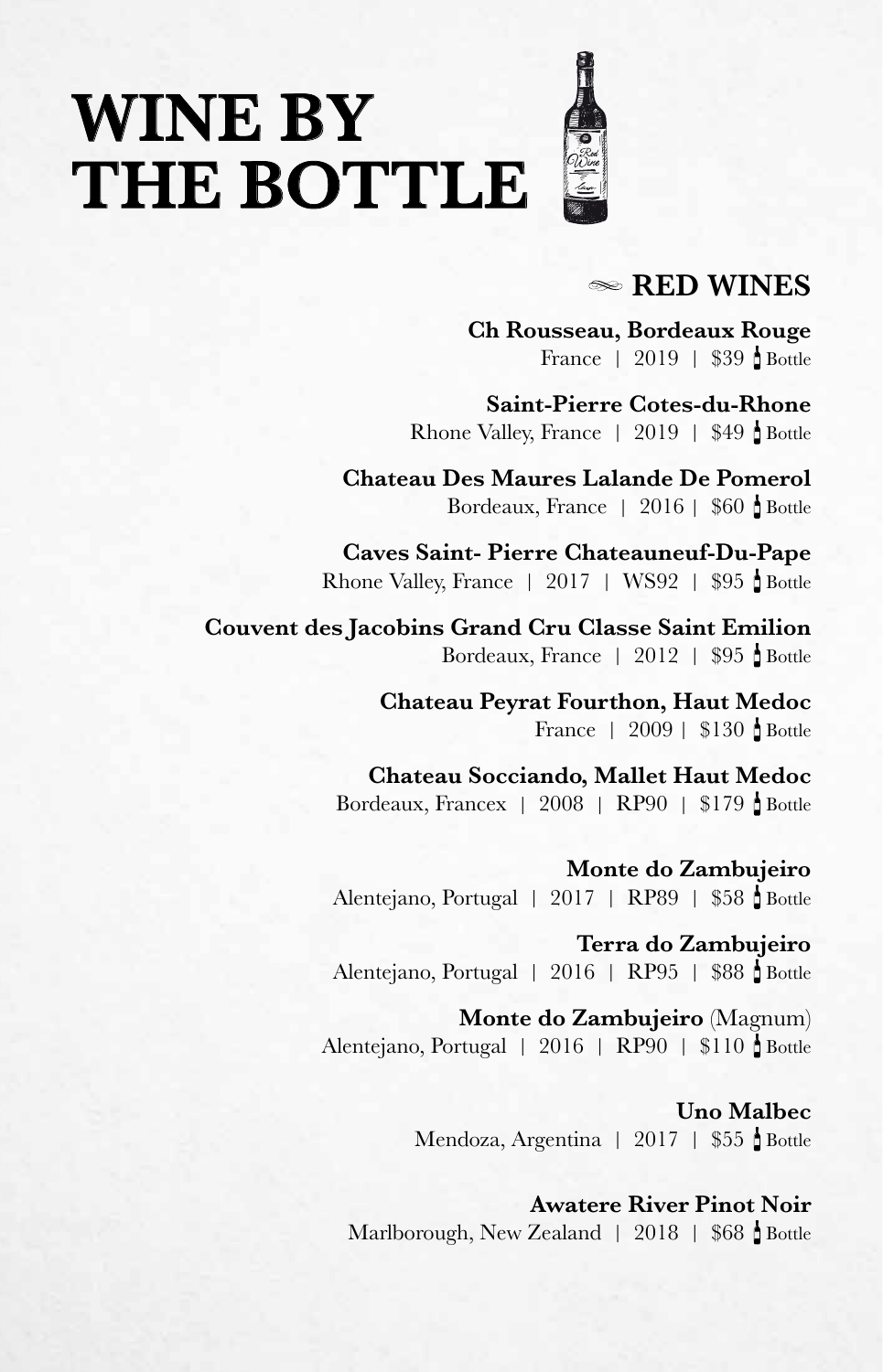# WINE BY THE BOTTLE

## RED WINES

**Ch Rousseau, Bordeaux Rouge**
France | 2019 | $39 Bottle

**Saint-Pierre Cotes-du-Rhone**
Rhone Valley, France | 2019 | $49 Bottle

**Chateau Des Maures Lalande De Pomerol**
Bordeaux, France | 2016 | $60 Bottle

**Caves Saint- Pierre Chateauneuf-Du-Pape**
Rhone Valley, France | 2017 | WS92 | $95 Bottle

**Couvent des Jacobins Grand Cru Classe Saint Emilion**
Bordeaux, France | 2012 | $95 Bottle

**Chateau Peyrat Fourthon, Haut Medoc**
France | 2009 | $130 Bottle

**Chateau Socciando, Mallet Haut Medoc**
Bordeaux, Francex | 2008 | RP90 | $179 Bottle

**Monte do Zambujeiro**
Alentejano, Portugal | 2017 | RP89 | $58 Bottle

**Terra do Zambujeiro**
Alentejano, Portugal | 2016 | RP95 | $88 Bottle

**Monte do Zambujeiro** (Magnum)
Alentejano, Portugal | 2016 | RP90 | $110 Bottle

**Uno Malbec**
Mendoza, Argentina | 2017 | $55 Bottle

**Awatere River Pinot Noir**
Marlborough, New Zealand | 2018 | $68 Bottle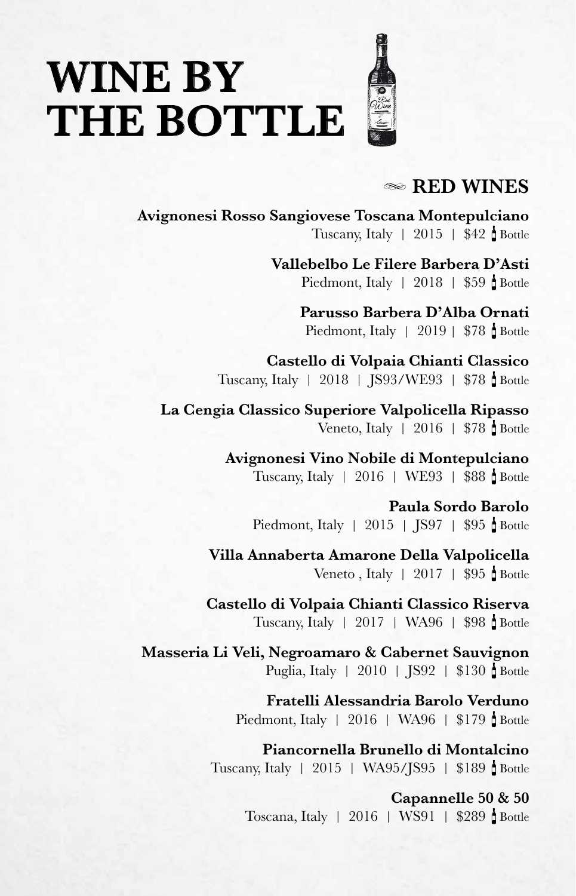# WINE BY THE BOTTLE

## RED WINES

**Avignonesi Rosso Sangiovese Toscana Montepulciano**
Tuscany, Italy | 2015 | $42 Bottle

**Vallebelbo Le Filere Barbera D'Asti**
Piedmont, Italy | 2018 | $59 Bottle

**Parusso Barbera D'Alba Ornati**
Piedmont, Italy | 2019 | $78 Bottle

**Castello di Volpaia Chianti Classico**
Tuscany, Italy | 2018 | JS93/WE93 | $78 Bottle

**La Cengia Classico Superiore Valpolicella Ripasso**
Veneto, Italy | 2016 | $78 Bottle

**Avignonesi Vino Nobile di Montepulciano**
Tuscany, Italy | 2016 | WE93 | $88 Bottle

**Paula Sordo Barolo**
Piedmont, Italy | 2015 | JS97 | $95 Bottle

**Villa Annaberta Amarone Della Valpolicella**
Veneto , Italy | 2017 | $95 Bottle

**Castello di Volpaia Chianti Classico Riserva**
Tuscany, Italy | 2017 | WA96 | $98 Bottle

**Masseria Li Veli, Negroamaro & Cabernet Sauvignon**
Puglia, Italy | 2010 | JS92 | $130 Bottle

**Fratelli Alessandria Barolo Verduno**
Piedmont, Italy | 2016 | WA96 | $179 Bottle

**Piancornella Brunello di Montalcino**
Tuscany, Italy | 2015 | WA95/JS95 | $189 Bottle

**Capannelle 50 & 50**
Toscana, Italy | 2016 | WS91 | $289 Bottle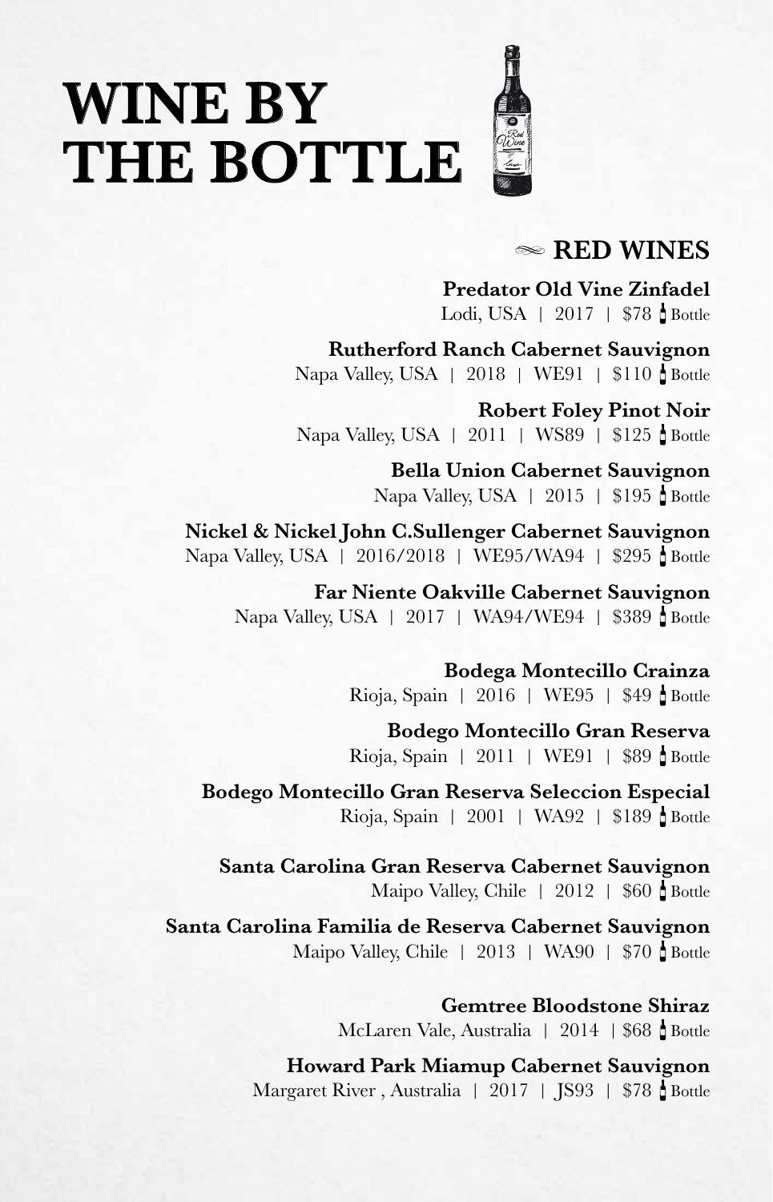# WINE BY THE BOTTLE

## RED WINES

**Predator Old Vine Zinfadel**
Lodi, USA | 2017 | $78 Bottle

**Rutherford Ranch Cabernet Sauvignon**
Napa Valley, USA | 2018 | WE91 | $110 Bottle

**Robert Foley Pinot Noir**
Napa Valley, USA | 2011 | WS89 | $125 Bottle

**Bella Union Cabernet Sauvignon**
Napa Valley, USA | 2015 | $195 Bottle

**Nickel & Nickel John C.Sullenger Cabernet Sauvignon**
Napa Valley, USA | 2016/2018 | WE95/WA94 | $295 Bottle

**Far Niente Oakville Cabernet Sauvignon**
Napa Valley, USA | 2017 | WA94/WE94 | $389 Bottle

**Bodega Montecillo Crainza**
Rioja, Spain | 2016 | WE95 | $49 Bottle

**Bodego Montecillo Gran Reserva**
Rioja, Spain | 2011 | WE91 | $89 Bottle

**Bodego Montecillo Gran Reserva Seleccion Especial**
Rioja, Spain | 2001 | WA92 | $189 Bottle

**Santa Carolina Gran Reserva Cabernet Sauvignon**
Maipo Valley, Chile | 2012 | $60 Bottle

**Santa Carolina Familia de Reserva Cabernet Sauvignon**
Maipo Valley, Chile | 2013 | WA90 | $70 Bottle

**Gemtree Bloodstone Shiraz**
McLaren Vale, Australia | 2014 | $68 Bottle

**Howard Park Miamup Cabernet Sauvignon**
Margaret River , Australia | 2017 | JS93 | $78 Bottle